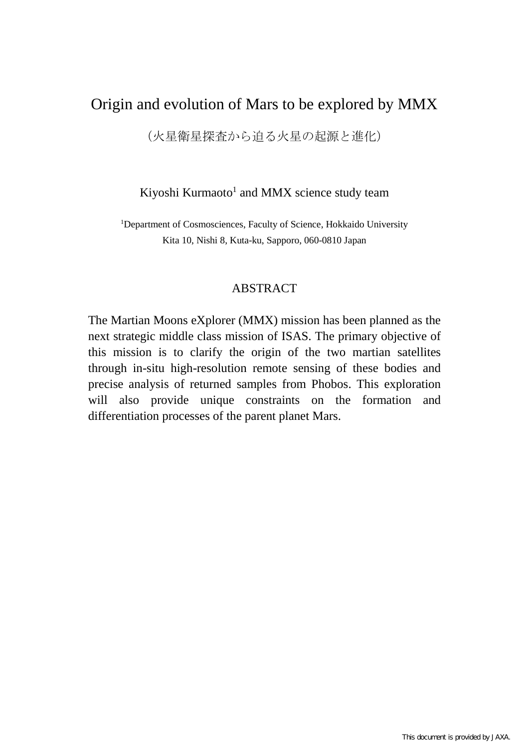# Origin and evolution of Mars to be explored by MMX

（火星衛星探査から迫る火星の起源と進化）

Kiyoshi Kurmaoto[1] and MMX science study team

[1]Department of Cosmosciences, Faculty of Science, Hokkaido University
Kita 10, Nishi 8, Kuta-ku, Sapporo, 060-0810 Japan

## ABSTRACT

The Martian Moons eXplorer (MMX) mission has been planned as the next strategic middle class mission of ISAS. The primary objective of this mission is to clarify the origin of the two martian satellites through in-situ high-resolution remote sensing of these bodies and precise analysis of returned samples from Phobos. This exploration will also provide unique constraints on the formation and differentiation processes of the parent planet Mars.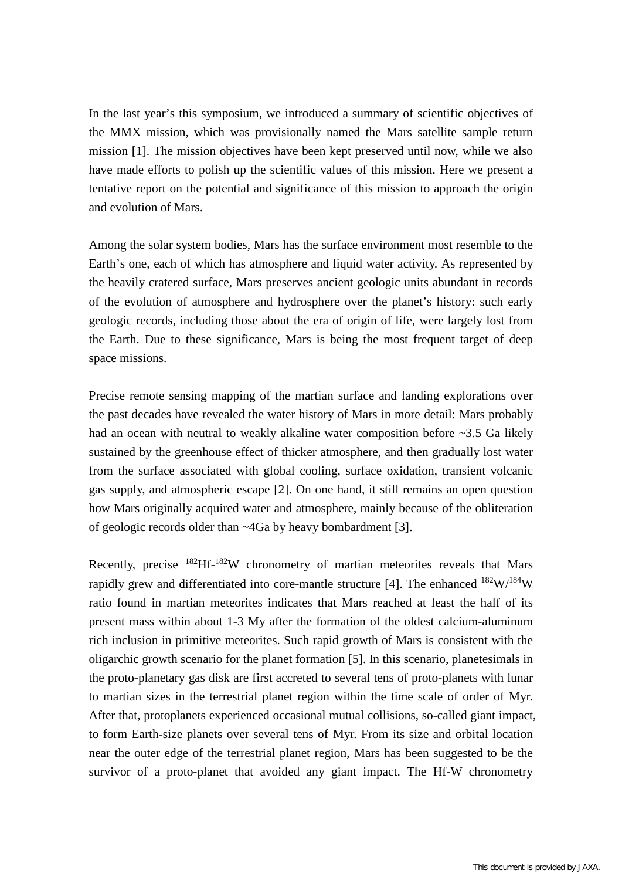In the last year's this symposium, we introduced a summary of scientific objectives of the MMX mission, which was provisionally named the Mars satellite sample return mission [1]. The mission objectives have been kept preserved until now, while we also have made efforts to polish up the scientific values of this mission. Here we present a tentative report on the potential and significance of this mission to approach the origin and evolution of Mars.

Among the solar system bodies, Mars has the surface environment most resemble to the Earth's one, each of which has atmosphere and liquid water activity. As represented by the heavily cratered surface, Mars preserves ancient geologic units abundant in records of the evolution of atmosphere and hydrosphere over the planet's history: such early geologic records, including those about the era of origin of life, were largely lost from the Earth. Due to these significance, Mars is being the most frequent target of deep space missions.

Precise remote sensing mapping of the martian surface and landing explorations over the past decades have revealed the water history of Mars in more detail: Mars probably had an ocean with neutral to weakly alkaline water composition before ~3.5 Ga likely sustained by the greenhouse effect of thicker atmosphere, and then gradually lost water from the surface associated with global cooling, surface oxidation, transient volcanic gas supply, and atmospheric escape [2]. On one hand, it still remains an open question how Mars originally acquired water and atmosphere, mainly because of the obliteration of geologic records older than ~4Ga by heavy bombardment [3].

Recently, precise $^{182}$Hf-$^{182}$W chronometry of martian meteorites reveals that Mars rapidly grew and differentiated into core-mantle structure [4]. The enhanced $^{182}$W/$^{184}$W ratio found in martian meteorites indicates that Mars reached at least the half of its present mass within about 1-3 My after the formation of the oldest calcium-aluminum rich inclusion in primitive meteorites. Such rapid growth of Mars is consistent with the oligarchic growth scenario for the planet formation [5]. In this scenario, planetesimals in the proto-planetary gas disk are first accreted to several tens of proto-planets with lunar to martian sizes in the terrestrial planet region within the time scale of order of Myr. After that, protoplanets experienced occasional mutual collisions, so-called giant impact, to form Earth-size planets over several tens of Myr. From its size and orbital location near the outer edge of the terrestrial planet region, Mars has been suggested to be the survivor of a proto-planet that avoided any giant impact. The Hf-W chronometry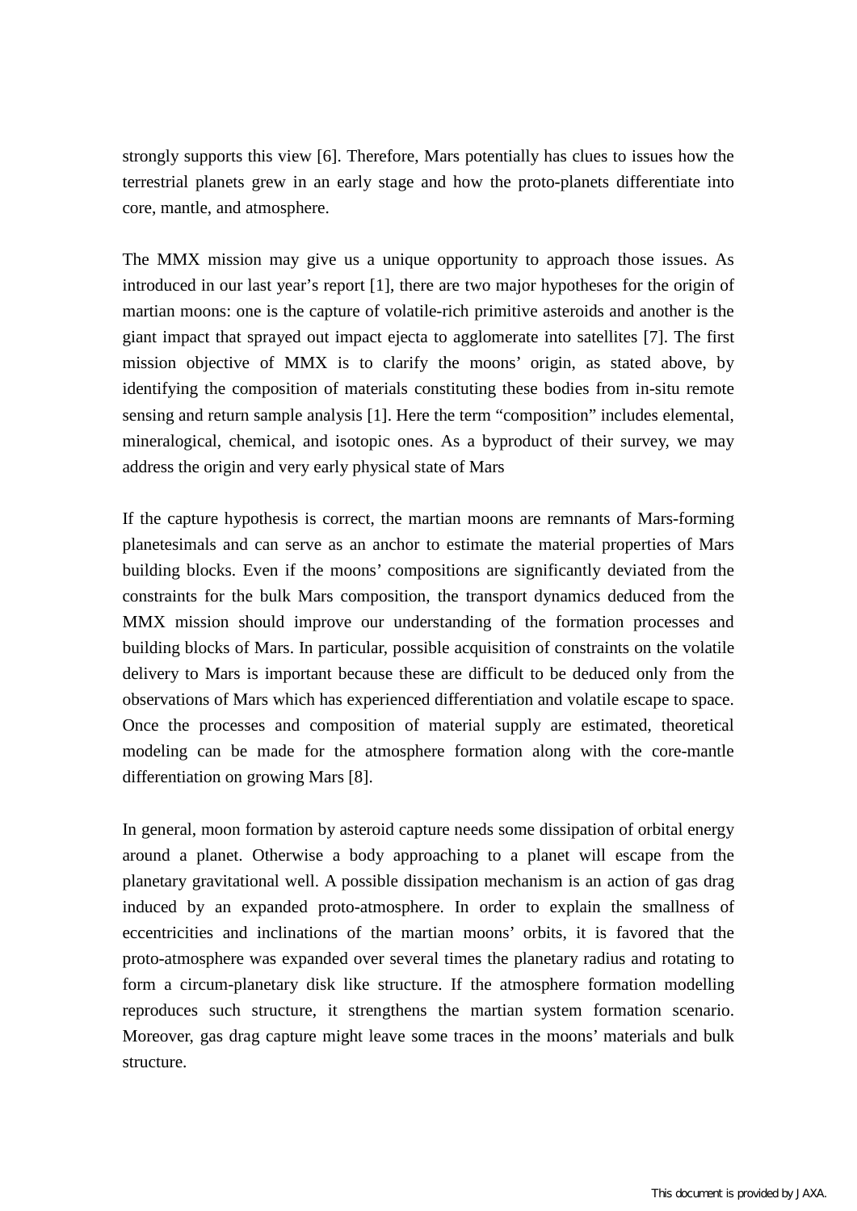strongly supports this view [6]. Therefore, Mars potentially has clues to issues how the terrestrial planets grew in an early stage and how the proto-planets differentiate into core, mantle, and atmosphere.

The MMX mission may give us a unique opportunity to approach those issues. As introduced in our last year's report [1], there are two major hypotheses for the origin of martian moons: one is the capture of volatile-rich primitive asteroids and another is the giant impact that sprayed out impact ejecta to agglomerate into satellites [7]. The first mission objective of MMX is to clarify the moons' origin, as stated above, by identifying the composition of materials constituting these bodies from in-situ remote sensing and return sample analysis [1]. Here the term "composition" includes elemental, mineralogical, chemical, and isotopic ones. As a byproduct of their survey, we may address the origin and very early physical state of Mars

If the capture hypothesis is correct, the martian moons are remnants of Mars-forming planetesimals and can serve as an anchor to estimate the material properties of Mars building blocks. Even if the moons' compositions are significantly deviated from the constraints for the bulk Mars composition, the transport dynamics deduced from the MMX mission should improve our understanding of the formation processes and building blocks of Mars. In particular, possible acquisition of constraints on the volatile delivery to Mars is important because these are difficult to be deduced only from the observations of Mars which has experienced differentiation and volatile escape to space. Once the processes and composition of material supply are estimated, theoretical modeling can be made for the atmosphere formation along with the core-mantle differentiation on growing Mars [8].

In general, moon formation by asteroid capture needs some dissipation of orbital energy around a planet. Otherwise a body approaching to a planet will escape from the planetary gravitational well. A possible dissipation mechanism is an action of gas drag induced by an expanded proto-atmosphere. In order to explain the smallness of eccentricities and inclinations of the martian moons' orbits, it is favored that the proto-atmosphere was expanded over several times the planetary radius and rotating to form a circum-planetary disk like structure. If the atmosphere formation modelling reproduces such structure, it strengthens the martian system formation scenario. Moreover, gas drag capture might leave some traces in the moons' materials and bulk structure.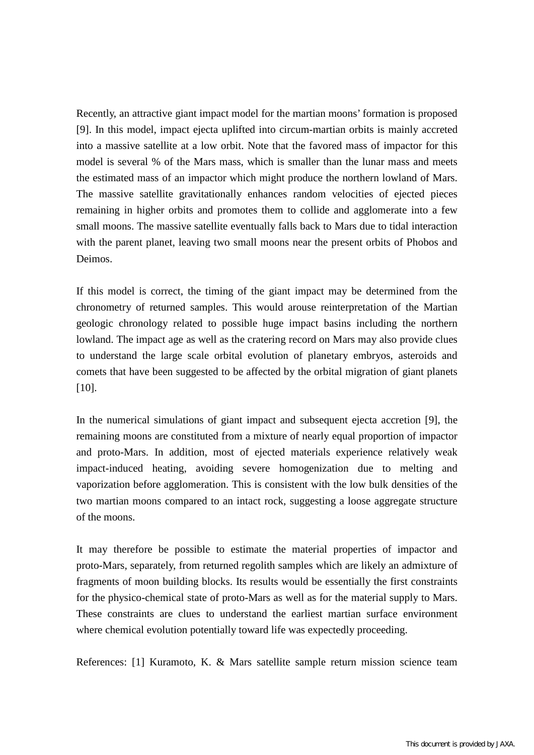Recently, an attractive giant impact model for the martian moons' formation is proposed [9]. In this model, impact ejecta uplifted into circum-martian orbits is mainly accreted into a massive satellite at a low orbit. Note that the favored mass of impactor for this model is several % of the Mars mass, which is smaller than the lunar mass and meets the estimated mass of an impactor which might produce the northern lowland of Mars. The massive satellite gravitationally enhances random velocities of ejected pieces remaining in higher orbits and promotes them to collide and agglomerate into a few small moons. The massive satellite eventually falls back to Mars due to tidal interaction with the parent planet, leaving two small moons near the present orbits of Phobos and Deimos.

If this model is correct, the timing of the giant impact may be determined from the chronometry of returned samples. This would arouse reinterpretation of the Martian geologic chronology related to possible huge impact basins including the northern lowland. The impact age as well as the cratering record on Mars may also provide clues to understand the large scale orbital evolution of planetary embryos, asteroids and comets that have been suggested to be affected by the orbital migration of giant planets [10].

In the numerical simulations of giant impact and subsequent ejecta accretion [9], the remaining moons are constituted from a mixture of nearly equal proportion of impactor and proto-Mars. In addition, most of ejected materials experience relatively weak impact-induced heating, avoiding severe homogenization due to melting and vaporization before agglomeration. This is consistent with the low bulk densities of the two martian moons compared to an intact rock, suggesting a loose aggregate structure of the moons.

It may therefore be possible to estimate the material properties of impactor and proto-Mars, separately, from returned regolith samples which are likely an admixture of fragments of moon building blocks. Its results would be essentially the first constraints for the physico-chemical state of proto-Mars as well as for the material supply to Mars. These constraints are clues to understand the earliest martian surface environment where chemical evolution potentially toward life was expectedly proceeding.

References: [1] Kuramoto, K. & Mars satellite sample return mission science team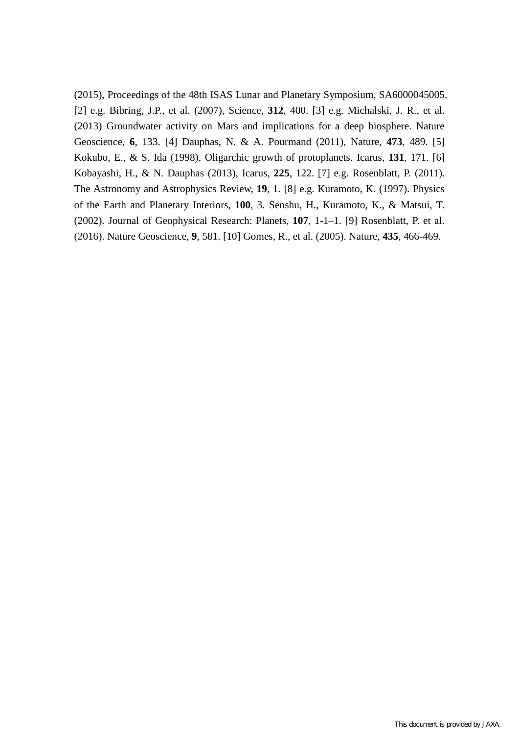(2015), Proceedings of the 48th ISAS Lunar and Planetary Symposium, SA6000045005. [2] e.g. Bibring, J.P., et al. (2007), Science, **312**, 400. [3] e.g. Michalski, J. R., et al. (2013) Groundwater activity on Mars and implications for a deep biosphere. Nature Geoscience, **6**, 133. [4] Dauphas, N. & A. Pourmand (2011), Nature, **473**, 489. [5] Kokubo, E., & S. Ida (1998), Oligarchic growth of protoplanets. Icarus, **131**, 171. [6] Kobayashi, H., & N. Dauphas (2013), Icarus, **225**, 122. [7] e.g. Rosenblatt, P. (2011). The Astronomy and Astrophysics Review, **19**, 1. [8] e.g. Kuramoto, K. (1997). Physics of the Earth and Planetary Interiors, **100**, 3. Senshu, H., Kuramoto, K., & Matsui, T. (2002). Journal of Geophysical Research: Planets, **107**, 1-1–1. [9] Rosenblatt, P. et al. (2016). Nature Geoscience, **9**, 581. [10] Gomes, R., et al. (2005). Nature, **435**, 466-469.